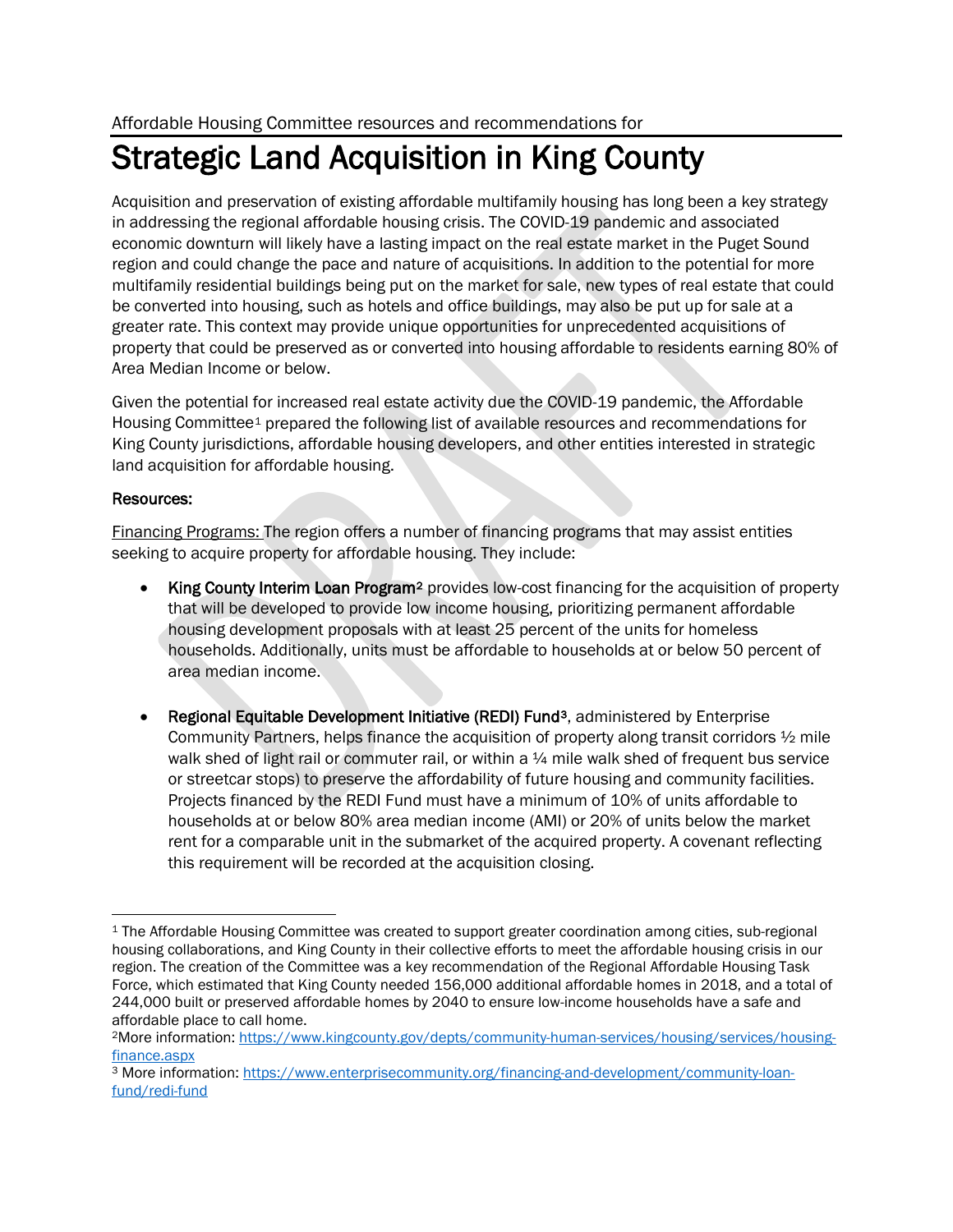Affordable Housing Committee resources and recommendations for

# Strategic Land Acquisition in King County

Acquisition and preservation of existing affordable multifamily housing has long been a key strategy in addressing the regional affordable housing crisis. The COVID-19 pandemic and associated economic downturn will likely have a lasting impact on the real estate market in the Puget Sound region and could change the pace and nature of acquisitions. In addition to the potential for more multifamily residential buildings being put on the market for sale, new types of real estate that could be converted into housing, such as hotels and office buildings, may also be put up for sale at a greater rate. This context may provide unique opportunities for unprecedented acquisitions of property that could be preserved as or converted into housing affordable to residents earning 80% of Area Median Income or below.

Given the potential for increased real estate activity due the COVID-19 pandemic, the Affordable Housing Committee[1] prepared the following list of available resources and recommendations for King County jurisdictions, affordable housing developers, and other entities interested in strategic land acquisition for affordable housing.

**Resources:**

Financing Programs: The region offers a number of financing programs that may assist entities seeking to acquire property for affordable housing. They include:

- **King County Interim Loan Program[2]** provides low-cost financing for the acquisition of property that will be developed to provide low income housing, prioritizing permanent affordable housing development proposals with at least 25 percent of the units for homeless households. Additionally, units must be affordable to households at or below 50 percent of area median income.

- **Regional Equitable Development Initiative (REDI) Fund[3]**, administered by Enterprise Community Partners, helps finance the acquisition of property along transit corridors ½ mile walk shed of light rail or commuter rail, or within a ¼ mile walk shed of frequent bus service or streetcar stops) to preserve the affordability of future housing and community facilities. Projects financed by the REDI Fund must have a minimum of 10% of units affordable to households at or below 80% area median income (AMI) or 20% of units below the market rent for a comparable unit in the submarket of the acquired property. A covenant reflecting this requirement will be recorded at the acquisition closing.

---

[1] The Affordable Housing Committee was created to support greater coordination among cities, sub-regional housing collaborations, and King County in their collective efforts to meet the affordable housing crisis in our region. The creation of the Committee was a key recommendation of the Regional Affordable Housing Task Force, which estimated that King County needed 156,000 additional affordable homes in 2018, and a total of 244,000 built or preserved affordable homes by 2040 to ensure low-income households have a safe and affordable place to call home.

[2] More information: https://www.kingcounty.gov/depts/community-human-services/housing/services/housing-finance.aspx

[3] More information: https://www.enterprisecommunity.org/financing-and-development/community-loan-fund/redi-fund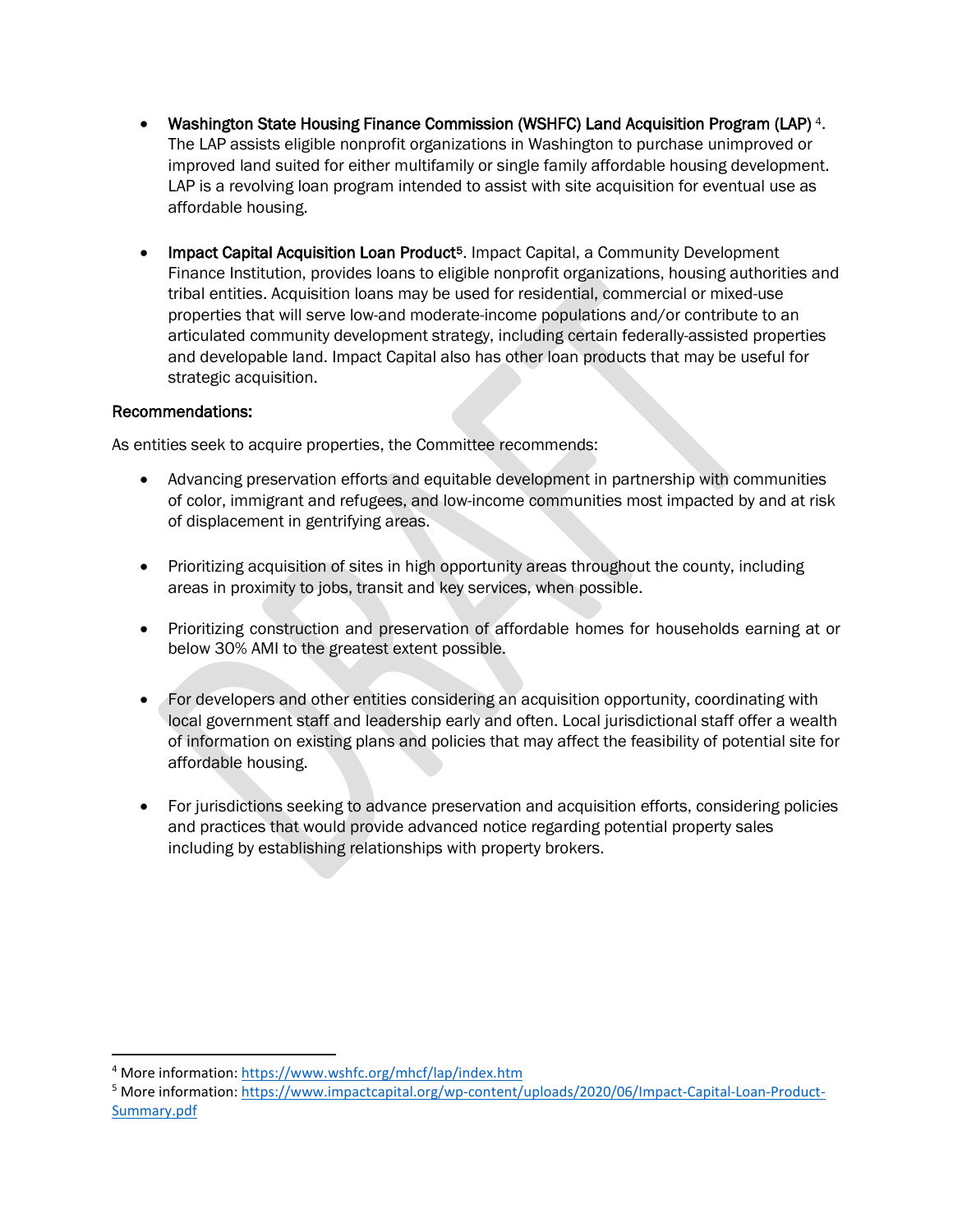- **Washington State Housing Finance Commission (WSHFC) Land Acquisition Program (LAP)** [4]. The LAP assists eligible nonprofit organizations in Washington to purchase unimproved or improved land suited for either multifamily or single family affordable housing development. LAP is a revolving loan program intended to assist with site acquisition for eventual use as affordable housing.

- **Impact Capital Acquisition Loan Product**[5]. Impact Capital, a Community Development Finance Institution, provides loans to eligible nonprofit organizations, housing authorities and tribal entities. Acquisition loans may be used for residential, commercial or mixed-use properties that will serve low-and moderate-income populations and/or contribute to an articulated community development strategy, including certain federally-assisted properties and developable land. Impact Capital also has other loan products that may be useful for strategic acquisition.

**Recommendations:**

As entities seek to acquire properties, the Committee recommends:

- Advancing preservation efforts and equitable development in partnership with communities of color, immigrant and refugees, and low-income communities most impacted by and at risk of displacement in gentrifying areas.

- Prioritizing acquisition of sites in high opportunity areas throughout the county, including areas in proximity to jobs, transit and key services, when possible.

- Prioritizing construction and preservation of affordable homes for households earning at or below 30% AMI to the greatest extent possible.

- For developers and other entities considering an acquisition opportunity, coordinating with local government staff and leadership early and often. Local jurisdictional staff offer a wealth of information on existing plans and policies that may affect the feasibility of potential site for affordable housing.

- For jurisdictions seeking to advance preservation and acquisition efforts, considering policies and practices that would provide advanced notice regarding potential property sales including by establishing relationships with property brokers.

---

[4] More information: https://www.wshfc.org/mhcf/lap/index.htm

[5] More information: https://www.impactcapital.org/wp-content/uploads/2020/06/Impact-Capital-Loan-Product-Summary.pdf